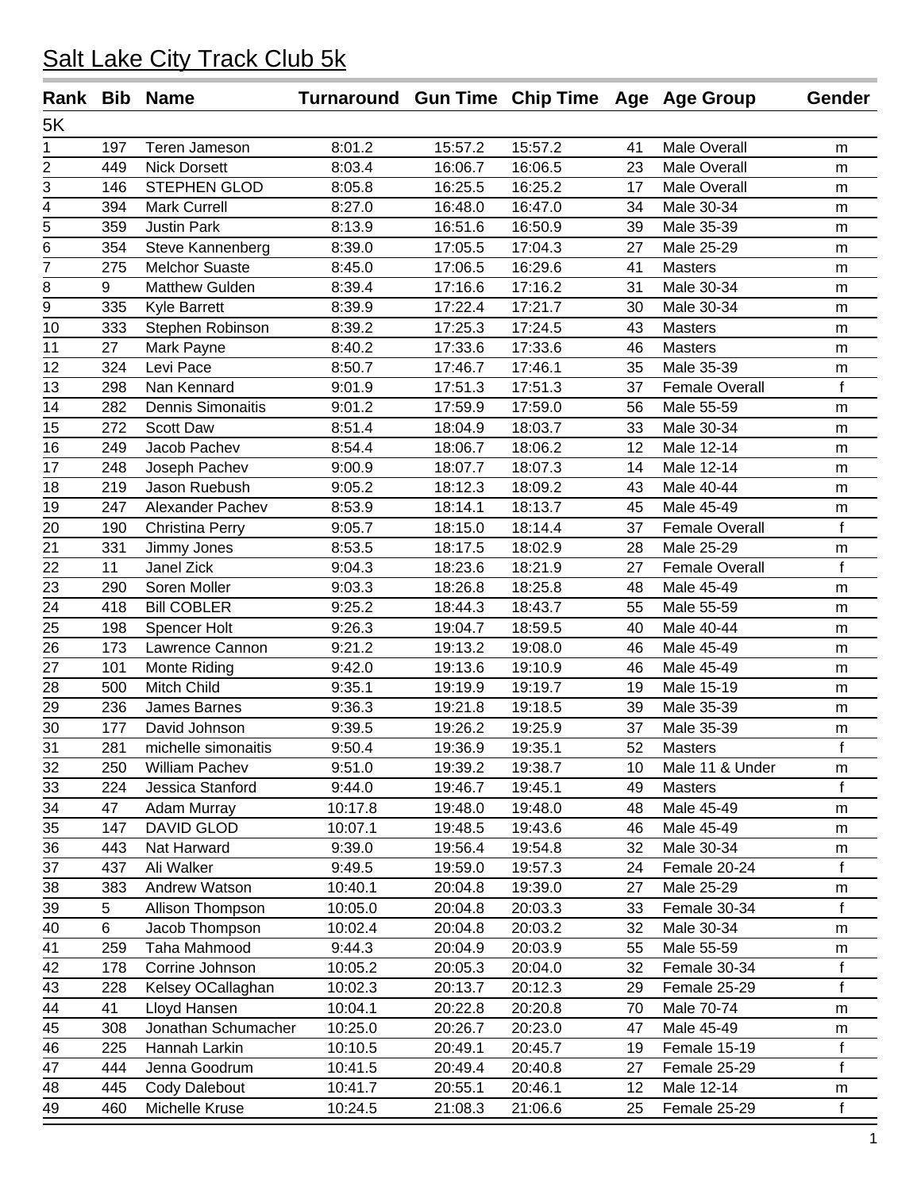# Salt Lake City Track Club 5k

| Rank | Bib | Name | Turnaround | Gun Time | Chip Time | Age | Age Group | Gender |
|---|---|---|---|---|---|---|---|---|
| 5K | | | | | | | | |
| 1 | 197 | Teren Jameson | 8:01.2 | 15:57.2 | 15:57.2 | 41 | Male Overall | m |
| 2 | 449 | Nick Dorsett | 8:03.4 | 16:06.7 | 16:06.5 | 23 | Male Overall | m |
| 3 | 146 | STEPHEN GLOD | 8:05.8 | 16:25.5 | 16:25.2 | 17 | Male Overall | m |
| 4 | 394 | Mark Currell | 8:27.0 | 16:48.0 | 16:47.0 | 34 | Male 30-34 | m |
| 5 | 359 | Justin Park | 8:13.9 | 16:51.6 | 16:50.9 | 39 | Male 35-39 | m |
| 6 | 354 | Steve Kannenberg | 8:39.0 | 17:05.5 | 17:04.3 | 27 | Male 25-29 | m |
| 7 | 275 | Melchor Suaste | 8:45.0 | 17:06.5 | 16:29.6 | 41 | Masters | m |
| 8 | 9 | Matthew Gulden | 8:39.4 | 17:16.6 | 17:16.2 | 31 | Male 30-34 | m |
| 9 | 335 | Kyle Barrett | 8:39.9 | 17:22.4 | 17:21.7 | 30 | Male 30-34 | m |
| 10 | 333 | Stephen Robinson | 8:39.2 | 17:25.3 | 17:24.5 | 43 | Masters | m |
| 11 | 27 | Mark Payne | 8:40.2 | 17:33.6 | 17:33.6 | 46 | Masters | m |
| 12 | 324 | Levi Pace | 8:50.7 | 17:46.7 | 17:46.1 | 35 | Male 35-39 | m |
| 13 | 298 | Nan Kennard | 9:01.9 | 17:51.3 | 17:51.3 | 37 | Female Overall | f |
| 14 | 282 | Dennis Simonaitis | 9:01.2 | 17:59.9 | 17:59.0 | 56 | Male 55-59 | m |
| 15 | 272 | Scott Daw | 8:51.4 | 18:04.9 | 18:03.7 | 33 | Male 30-34 | m |
| 16 | 249 | Jacob Pachev | 8:54.4 | 18:06.7 | 18:06.2 | 12 | Male 12-14 | m |
| 17 | 248 | Joseph Pachev | 9:00.9 | 18:07.7 | 18:07.3 | 14 | Male 12-14 | m |
| 18 | 219 | Jason Ruebush | 9:05.2 | 18:12.3 | 18:09.2 | 43 | Male 40-44 | m |
| 19 | 247 | Alexander Pachev | 8:53.9 | 18:14.1 | 18:13.7 | 45 | Male 45-49 | m |
| 20 | 190 | Christina Perry | 9:05.7 | 18:15.0 | 18:14.4 | 37 | Female Overall | f |
| 21 | 331 | Jimmy Jones | 8:53.5 | 18:17.5 | 18:02.9 | 28 | Male 25-29 | m |
| 22 | 11 | Janel Zick | 9:04.3 | 18:23.6 | 18:21.9 | 27 | Female Overall | f |
| 23 | 290 | Soren Moller | 9:03.3 | 18:26.8 | 18:25.8 | 48 | Male 45-49 | m |
| 24 | 418 | Bill COBLER | 9:25.2 | 18:44.3 | 18:43.7 | 55 | Male 55-59 | m |
| 25 | 198 | Spencer Holt | 9:26.3 | 19:04.7 | 18:59.5 | 40 | Male 40-44 | m |
| 26 | 173 | Lawrence Cannon | 9:21.2 | 19:13.2 | 19:08.0 | 46 | Male 45-49 | m |
| 27 | 101 | Monte Riding | 9:42.0 | 19:13.6 | 19:10.9 | 46 | Male 45-49 | m |
| 28 | 500 | Mitch Child | 9:35.1 | 19:19.9 | 19:19.7 | 19 | Male 15-19 | m |
| 29 | 236 | James Barnes | 9:36.3 | 19:21.8 | 19:18.5 | 39 | Male 35-39 | m |
| 30 | 177 | David Johnson | 9:39.5 | 19:26.2 | 19:25.9 | 37 | Male 35-39 | m |
| 31 | 281 | michelle simonaitis | 9:50.4 | 19:36.9 | 19:35.1 | 52 | Masters | f |
| 32 | 250 | William Pachev | 9:51.0 | 19:39.2 | 19:38.7 | 10 | Male 11 & Under | m |
| 33 | 224 | Jessica Stanford | 9:44.0 | 19:46.7 | 19:45.1 | 49 | Masters | f |
| 34 | 47 | Adam Murray | 10:17.8 | 19:48.0 | 19:48.0 | 48 | Male 45-49 | m |
| 35 | 147 | DAVID GLOD | 10:07.1 | 19:48.5 | 19:43.6 | 46 | Male 45-49 | m |
| 36 | 443 | Nat Harward | 9:39.0 | 19:56.4 | 19:54.8 | 32 | Male 30-34 | m |
| 37 | 437 | Ali Walker | 9:49.5 | 19:59.0 | 19:57.3 | 24 | Female 20-24 | f |
| 38 | 383 | Andrew Watson | 10:40.1 | 20:04.8 | 19:39.0 | 27 | Male 25-29 | m |
| 39 | 5 | Allison Thompson | 10:05.0 | 20:04.8 | 20:03.3 | 33 | Female 30-34 | f |
| 40 | 6 | Jacob Thompson | 10:02.4 | 20:04.8 | 20:03.2 | 32 | Male 30-34 | m |
| 41 | 259 | Taha Mahmood | 9:44.3 | 20:04.9 | 20:03.9 | 55 | Male 55-59 | m |
| 42 | 178 | Corrine Johnson | 10:05.2 | 20:05.3 | 20:04.0 | 32 | Female 30-34 | f |
| 43 | 228 | Kelsey OCallaghan | 10:02.3 | 20:13.7 | 20:12.3 | 29 | Female 25-29 | f |
| 44 | 41 | Lloyd Hansen | 10:04.1 | 20:22.8 | 20:20.8 | 70 | Male 70-74 | m |
| 45 | 308 | Jonathan Schumacher | 10:25.0 | 20:26.7 | 20:23.0 | 47 | Male 45-49 | m |
| 46 | 225 | Hannah Larkin | 10:10.5 | 20:49.1 | 20:45.7 | 19 | Female 15-19 | f |
| 47 | 444 | Jenna Goodrum | 10:41.5 | 20:49.4 | 20:40.8 | 27 | Female 25-29 | f |
| 48 | 445 | Cody Dalebout | 10:41.7 | 20:55.1 | 20:46.1 | 12 | Male 12-14 | m |
| 49 | 460 | Michelle Kruse | 10:24.5 | 21:08.3 | 21:06.6 | 25 | Female 25-29 | f |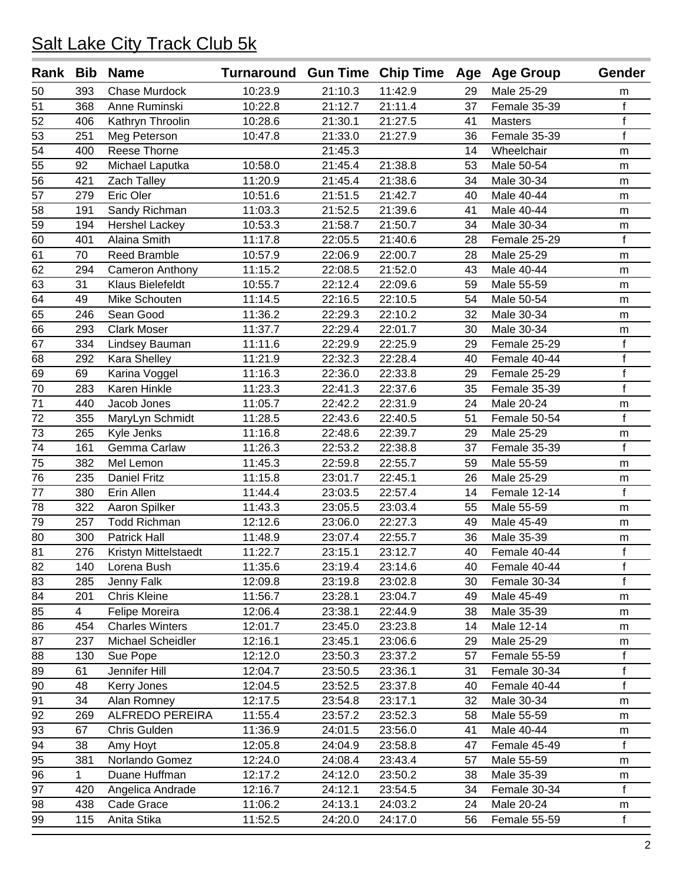# Salt Lake City Track Club 5k

| Rank | Bib | Name | Turnaround | Gun Time | Chip Time | Age | Age Group | Gender |
|---|---|---|---|---|---|---|---|---|
| 50 | 393 | Chase Murdock | 10:23.9 | 21:10.3 | 11:42.9 | 29 | Male 25-29 | m |
| 51 | 368 | Anne Ruminski | 10:22.8 | 21:12.7 | 21:11.4 | 37 | Female 35-39 | f |
| 52 | 406 | Kathryn Throolin | 10:28.6 | 21:30.1 | 21:27.5 | 41 | Masters | f |
| 53 | 251 | Meg Peterson | 10:47.8 | 21:33.0 | 21:27.9 | 36 | Female 35-39 | f |
| 54 | 400 | Reese Thorne | | 21:45.3 | | 14 | Wheelchair | m |
| 55 | 92 | Michael Laputka | 10:58.0 | 21:45.4 | 21:38.8 | 53 | Male 50-54 | m |
| 56 | 421 | Zach Talley | 11:20.9 | 21:45.4 | 21:38.6 | 34 | Male 30-34 | m |
| 57 | 279 | Eric Oler | 10:51.6 | 21:51.5 | 21:42.7 | 40 | Male 40-44 | m |
| 58 | 191 | Sandy Richman | 11:03.3 | 21:52.5 | 21:39.6 | 41 | Male 40-44 | m |
| 59 | 194 | Hershel Lackey | 10:53.3 | 21:58.7 | 21:50.7 | 34 | Male 30-34 | m |
| 60 | 401 | Alaina Smith | 11:17.8 | 22:05.5 | 21:40.6 | 28 | Female 25-29 | f |
| 61 | 70 | Reed Bramble | 10:57.9 | 22:06.9 | 22:00.7 | 28 | Male 25-29 | m |
| 62 | 294 | Cameron Anthony | 11:15.2 | 22:08.5 | 21:52.0 | 43 | Male 40-44 | m |
| 63 | 31 | Klaus Bielefeldt | 10:55.7 | 22:12.4 | 22:09.6 | 59 | Male 55-59 | m |
| 64 | 49 | Mike Schouten | 11:14.5 | 22:16.5 | 22:10.5 | 54 | Male 50-54 | m |
| 65 | 246 | Sean Good | 11:36.2 | 22:29.3 | 22:10.2 | 32 | Male 30-34 | m |
| 66 | 293 | Clark Moser | 11:37.7 | 22:29.4 | 22:01.7 | 30 | Male 30-34 | m |
| 67 | 334 | Lindsey Bauman | 11:11.6 | 22:29.9 | 22:25.9 | 29 | Female 25-29 | f |
| 68 | 292 | Kara Shelley | 11:21.9 | 22:32.3 | 22:28.4 | 40 | Female 40-44 | f |
| 69 | 69 | Karina Voggel | 11:16.3 | 22:36.0 | 22:33.8 | 29 | Female 25-29 | f |
| 70 | 283 | Karen Hinkle | 11:23.3 | 22:41.3 | 22:37.6 | 35 | Female 35-39 | f |
| 71 | 440 | Jacob Jones | 11:05.7 | 22:42.2 | 22:31.9 | 24 | Male 20-24 | m |
| 72 | 355 | MaryLyn Schmidt | 11:28.5 | 22:43.6 | 22:40.5 | 51 | Female 50-54 | f |
| 73 | 265 | Kyle Jenks | 11:16.8 | 22:48.6 | 22:39.7 | 29 | Male 25-29 | m |
| 74 | 161 | Gemma Carlaw | 11:26.3 | 22:53.2 | 22:38.8 | 37 | Female 35-39 | f |
| 75 | 382 | Mel Lemon | 11:45.3 | 22:59.8 | 22:55.7 | 59 | Male 55-59 | m |
| 76 | 235 | Daniel Fritz | 11:15.8 | 23:01.7 | 22:45.1 | 26 | Male 25-29 | m |
| 77 | 380 | Erin Allen | 11:44.4 | 23:03.5 | 22:57.4 | 14 | Female 12-14 | f |
| 78 | 322 | Aaron Spilker | 11:43.3 | 23:05.5 | 23:03.4 | 55 | Male 55-59 | m |
| 79 | 257 | Todd Richman | 12:12.6 | 23:06.0 | 22:27.3 | 49 | Male 45-49 | m |
| 80 | 300 | Patrick Hall | 11:48.9 | 23:07.4 | 22:55.7 | 36 | Male 35-39 | m |
| 81 | 276 | Kristyn Mittelstaedt | 11:22.7 | 23:15.1 | 23:12.7 | 40 | Female 40-44 | f |
| 82 | 140 | Lorena Bush | 11:35.6 | 23:19.4 | 23:14.6 | 40 | Female 40-44 | f |
| 83 | 285 | Jenny Falk | 12:09.8 | 23:19.8 | 23:02.8 | 30 | Female 30-34 | f |
| 84 | 201 | Chris Kleine | 11:56.7 | 23:28.1 | 23:04.7 | 49 | Male 45-49 | m |
| 85 | 4 | Felipe Moreira | 12:06.4 | 23:38.1 | 22:44.9 | 38 | Male 35-39 | m |
| 86 | 454 | Charles Winters | 12:01.7 | 23:45.0 | 23:23.8 | 14 | Male 12-14 | m |
| 87 | 237 | Michael Scheidler | 12:16.1 | 23:45.1 | 23:06.6 | 29 | Male 25-29 | m |
| 88 | 130 | Sue Pope | 12:12.0 | 23:50.3 | 23:37.2 | 57 | Female 55-59 | f |
| 89 | 61 | Jennifer Hill | 12:04.7 | 23:50.5 | 23:36.1 | 31 | Female 30-34 | f |
| 90 | 48 | Kerry Jones | 12:04.5 | 23:52.5 | 23:37.8 | 40 | Female 40-44 | f |
| 91 | 34 | Alan Romney | 12:17.5 | 23:54.8 | 23:17.1 | 32 | Male 30-34 | m |
| 92 | 269 | ALFREDO PEREIRA | 11:55.4 | 23:57.2 | 23:52.3 | 58 | Male 55-59 | m |
| 93 | 67 | Chris Gulden | 11:36.9 | 24:01.5 | 23:56.0 | 41 | Male 40-44 | m |
| 94 | 38 | Amy Hoyt | 12:05.8 | 24:04.9 | 23:58.8 | 47 | Female 45-49 | f |
| 95 | 381 | Norlando Gomez | 12:24.0 | 24:08.4 | 23:43.4 | 57 | Male 55-59 | m |
| 96 | 1 | Duane Huffman | 12:17.2 | 24:12.0 | 23:50.2 | 38 | Male 35-39 | m |
| 97 | 420 | Angelica Andrade | 12:16.7 | 24:12.1 | 23:54.5 | 34 | Female 30-34 | f |
| 98 | 438 | Cade Grace | 11:06.2 | 24:13.1 | 24:03.2 | 24 | Male 20-24 | m |
| 99 | 115 | Anita Stika | 11:52.5 | 24:20.0 | 24:17.0 | 56 | Female 55-59 | f |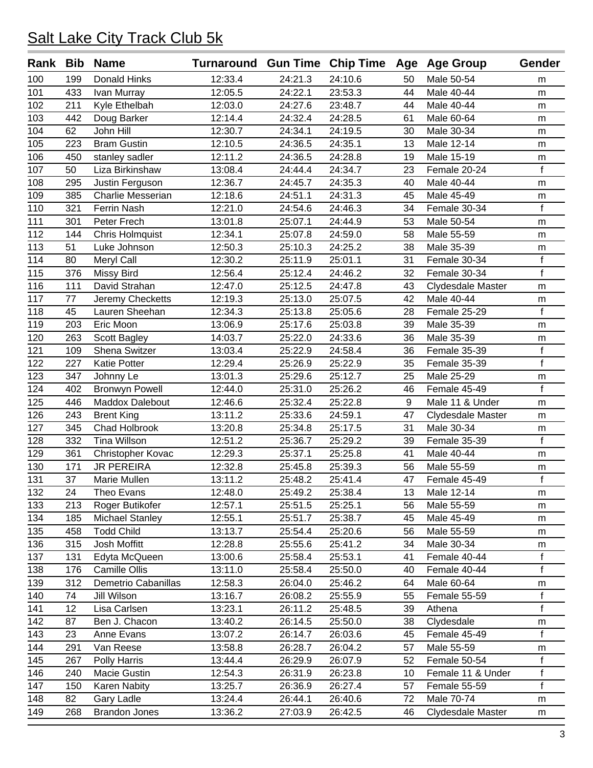# Salt Lake City Track Club 5k

| Rank | Bib | Name | Turnaround | Gun Time | Chip Time | Age | Age Group | Gender |
|---|---|---|---|---|---|---|---|---|
| 100 | 199 | Donald Hinks | 12:33.4 | 24:21.3 | 24:10.6 | 50 | Male 50-54 | m |
| 101 | 433 | Ivan Murray | 12:05.5 | 24:22.1 | 23:53.3 | 44 | Male 40-44 | m |
| 102 | 211 | Kyle Ethelbah | 12:03.0 | 24:27.6 | 23:48.7 | 44 | Male 40-44 | m |
| 103 | 442 | Doug Barker | 12:14.4 | 24:32.4 | 24:28.5 | 61 | Male 60-64 | m |
| 104 | 62 | John Hill | 12:30.7 | 24:34.1 | 24:19.5 | 30 | Male 30-34 | m |
| 105 | 223 | Bram Gustin | 12:10.5 | 24:36.5 | 24:35.1 | 13 | Male 12-14 | m |
| 106 | 450 | stanley sadler | 12:11.2 | 24:36.5 | 24:28.8 | 19 | Male 15-19 | m |
| 107 | 50 | Liza Birkinshaw | 13:08.4 | 24:44.4 | 24:34.7 | 23 | Female 20-24 | f |
| 108 | 295 | Justin Ferguson | 12:36.7 | 24:45.7 | 24:35.3 | 40 | Male 40-44 | m |
| 109 | 385 | Charlie Messerian | 12:18.6 | 24:51.1 | 24:31.3 | 45 | Male 45-49 | m |
| 110 | 321 | Ferrin Nash | 12:21.0 | 24:54.6 | 24:46.3 | 34 | Female 30-34 | f |
| 111 | 301 | Peter Frech | 13:01.8 | 25:07.1 | 24:44.9 | 53 | Male 50-54 | m |
| 112 | 144 | Chris Holmquist | 12:34.1 | 25:07.8 | 24:59.0 | 58 | Male 55-59 | m |
| 113 | 51 | Luke Johnson | 12:50.3 | 25:10.3 | 24:25.2 | 38 | Male 35-39 | m |
| 114 | 80 | Meryl Call | 12:30.2 | 25:11.9 | 25:01.1 | 31 | Female 30-34 | f |
| 115 | 376 | Missy Bird | 12:56.4 | 25:12.4 | 24:46.2 | 32 | Female 30-34 | f |
| 116 | 111 | David Strahan | 12:47.0 | 25:12.5 | 24:47.8 | 43 | Clydesdale Master | m |
| 117 | 77 | Jeremy Checketts | 12:19.3 | 25:13.0 | 25:07.5 | 42 | Male 40-44 | m |
| 118 | 45 | Lauren Sheehan | 12:34.3 | 25:13.8 | 25:05.6 | 28 | Female 25-29 | f |
| 119 | 203 | Eric Moon | 13:06.9 | 25:17.6 | 25:03.8 | 39 | Male 35-39 | m |
| 120 | 263 | Scott Bagley | 14:03.7 | 25:22.0 | 24:33.6 | 36 | Male 35-39 | m |
| 121 | 109 | Shena Switzer | 13:03.4 | 25:22.9 | 24:58.4 | 36 | Female 35-39 | f |
| 122 | 227 | Katie Potter | 12:29.4 | 25:26.9 | 25:22.9 | 35 | Female 35-39 | f |
| 123 | 347 | Johnny Le | 13:01.3 | 25:29.6 | 25:12.7 | 25 | Male 25-29 | m |
| 124 | 402 | Bronwyn Powell | 12:44.0 | 25:31.0 | 25:26.2 | 46 | Female 45-49 | f |
| 125 | 446 | Maddox Dalebout | 12:46.6 | 25:32.4 | 25:22.8 | 9 | Male 11 & Under | m |
| 126 | 243 | Brent King | 13:11.2 | 25:33.6 | 24:59.1 | 47 | Clydesdale Master | m |
| 127 | 345 | Chad Holbrook | 13:20.8 | 25:34.8 | 25:17.5 | 31 | Male 30-34 | m |
| 128 | 332 | Tina Willson | 12:51.2 | 25:36.7 | 25:29.2 | 39 | Female 35-39 | f |
| 129 | 361 | Christopher Kovac | 12:29.3 | 25:37.1 | 25:25.8 | 41 | Male 40-44 | m |
| 130 | 171 | JR PEREIRA | 12:32.8 | 25:45.8 | 25:39.3 | 56 | Male 55-59 | m |
| 131 | 37 | Marie Mullen | 13:11.2 | 25:48.2 | 25:41.4 | 47 | Female 45-49 | f |
| 132 | 24 | Theo Evans | 12:48.0 | 25:49.2 | 25:38.4 | 13 | Male 12-14 | m |
| 133 | 213 | Roger Butikofer | 12:57.1 | 25:51.5 | 25:25.1 | 56 | Male 55-59 | m |
| 134 | 185 | Michael Stanley | 12:55.1 | 25:51.7 | 25:38.7 | 45 | Male 45-49 | m |
| 135 | 458 | Todd Child | 13:13.7 | 25:54.4 | 25:20.6 | 56 | Male 55-59 | m |
| 136 | 315 | Josh Moffitt | 12:28.8 | 25:55.6 | 25:41.2 | 34 | Male 30-34 | m |
| 137 | 131 | Edyta McQueen | 13:00.6 | 25:58.4 | 25:53.1 | 41 | Female 40-44 | f |
| 138 | 176 | Camille Ollis | 13:11.0 | 25:58.4 | 25:50.0 | 40 | Female 40-44 | f |
| 139 | 312 | Demetrio Cabanillas | 12:58.3 | 26:04.0 | 25:46.2 | 64 | Male 60-64 | m |
| 140 | 74 | Jill Wilson | 13:16.7 | 26:08.2 | 25:55.9 | 55 | Female 55-59 | f |
| 141 | 12 | Lisa Carlsen | 13:23.1 | 26:11.2 | 25:48.5 | 39 | Athena | f |
| 142 | 87 | Ben J. Chacon | 13:40.2 | 26:14.5 | 25:50.0 | 38 | Clydesdale | m |
| 143 | 23 | Anne Evans | 13:07.2 | 26:14.7 | 26:03.6 | 45 | Female 45-49 | f |
| 144 | 291 | Van Reese | 13:58.8 | 26:28.7 | 26:04.2 | 57 | Male 55-59 | m |
| 145 | 267 | Polly Harris | 13:44.4 | 26:29.9 | 26:07.9 | 52 | Female 50-54 | f |
| 146 | 240 | Macie Gustin | 12:54.3 | 26:31.9 | 26:23.8 | 10 | Female 11 & Under | f |
| 147 | 150 | Karen Nabity | 13:25.7 | 26:36.9 | 26:27.4 | 57 | Female 55-59 | f |
| 148 | 82 | Gary Ladle | 13:24.4 | 26:44.1 | 26:40.6 | 72 | Male 70-74 | m |
| 149 | 268 | Brandon Jones | 13:36.2 | 27:03.9 | 26:42.5 | 46 | Clydesdale Master | m |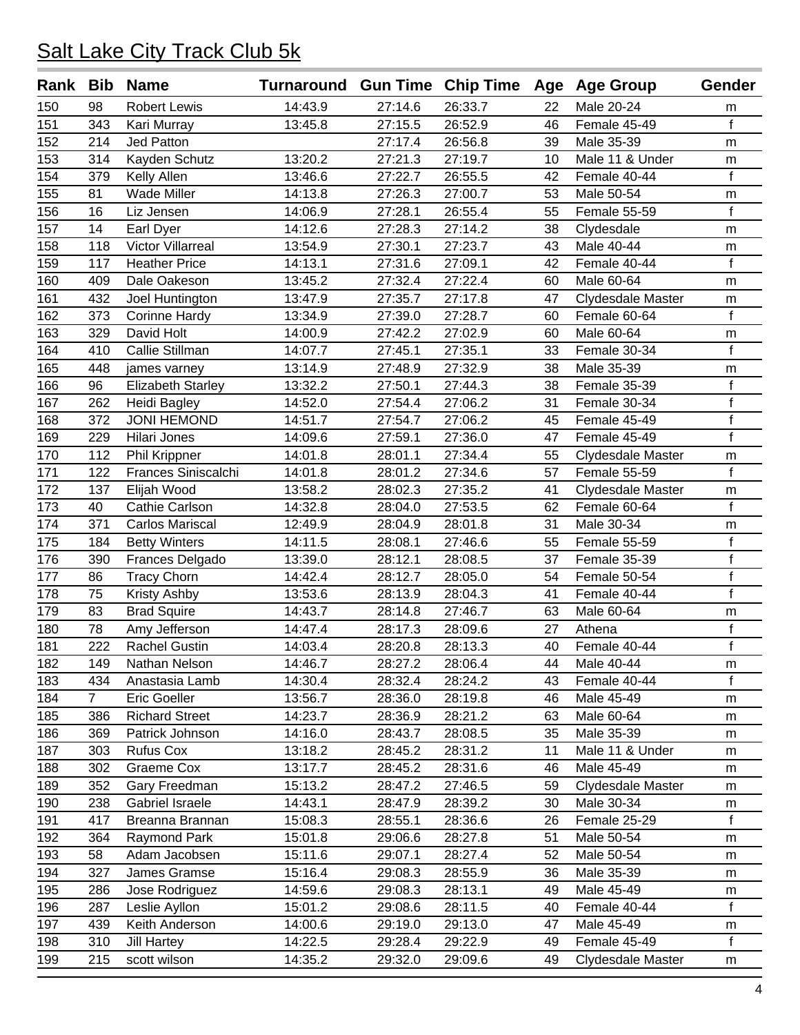# Salt Lake City Track Club 5k

| Rank | Bib | Name | Turnaround | Gun Time | Chip Time | Age | Age Group | Gender |
|---|---|---|---|---|---|---|---|---|
| 150 | 98 | Robert Lewis | 14:43.9 | 27:14.6 | 26:33.7 | 22 | Male 20-24 | m |
| 151 | 343 | Kari Murray | 13:45.8 | 27:15.5 | 26:52.9 | 46 | Female 45-49 | f |
| 152 | 214 | Jed Patton | | 27:17.4 | 26:56.8 | 39 | Male 35-39 | m |
| 153 | 314 | Kayden Schutz | 13:20.2 | 27:21.3 | 27:19.7 | 10 | Male 11 & Under | m |
| 154 | 379 | Kelly Allen | 13:46.6 | 27:22.7 | 26:55.5 | 42 | Female 40-44 | f |
| 155 | 81 | Wade Miller | 14:13.8 | 27:26.3 | 27:00.7 | 53 | Male 50-54 | m |
| 156 | 16 | Liz Jensen | 14:06.9 | 27:28.1 | 26:55.4 | 55 | Female 55-59 | f |
| 157 | 14 | Earl Dyer | 14:12.6 | 27:28.3 | 27:14.2 | 38 | Clydesdale | m |
| 158 | 118 | Victor Villarreal | 13:54.9 | 27:30.1 | 27:23.7 | 43 | Male 40-44 | m |
| 159 | 117 | Heather Price | 14:13.1 | 27:31.6 | 27:09.1 | 42 | Female 40-44 | f |
| 160 | 409 | Dale Oakeson | 13:45.2 | 27:32.4 | 27:22.4 | 60 | Male 60-64 | m |
| 161 | 432 | Joel Huntington | 13:47.9 | 27:35.7 | 27:17.8 | 47 | Clydesdale Master | m |
| 162 | 373 | Corinne Hardy | 13:34.9 | 27:39.0 | 27:28.7 | 60 | Female 60-64 | f |
| 163 | 329 | David Holt | 14:00.9 | 27:42.2 | 27:02.9 | 60 | Male 60-64 | m |
| 164 | 410 | Callie Stillman | 14:07.7 | 27:45.1 | 27:35.1 | 33 | Female 30-34 | f |
| 165 | 448 | james varney | 13:14.9 | 27:48.9 | 27:32.9 | 38 | Male 35-39 | m |
| 166 | 96 | Elizabeth Starley | 13:32.2 | 27:50.1 | 27:44.3 | 38 | Female 35-39 | f |
| 167 | 262 | Heidi Bagley | 14:52.0 | 27:54.4 | 27:06.2 | 31 | Female 30-34 | f |
| 168 | 372 | JONI HEMOND | 14:51.7 | 27:54.7 | 27:06.2 | 45 | Female 45-49 | f |
| 169 | 229 | Hilari Jones | 14:09.6 | 27:59.1 | 27:36.0 | 47 | Female 45-49 | f |
| 170 | 112 | Phil Krippner | 14:01.8 | 28:01.1 | 27:34.4 | 55 | Clydesdale Master | m |
| 171 | 122 | Frances Siniscalchi | 14:01.8 | 28:01.2 | 27:34.6 | 57 | Female 55-59 | f |
| 172 | 137 | Elijah Wood | 13:58.2 | 28:02.3 | 27:35.2 | 41 | Clydesdale Master | m |
| 173 | 40 | Cathie Carlson | 14:32.8 | 28:04.0 | 27:53.5 | 62 | Female 60-64 | f |
| 174 | 371 | Carlos Mariscal | 12:49.9 | 28:04.9 | 28:01.8 | 31 | Male 30-34 | m |
| 175 | 184 | Betty Winters | 14:11.5 | 28:08.1 | 27:46.6 | 55 | Female 55-59 | f |
| 176 | 390 | Frances Delgado | 13:39.0 | 28:12.1 | 28:08.5 | 37 | Female 35-39 | f |
| 177 | 86 | Tracy Chorn | 14:42.4 | 28:12.7 | 28:05.0 | 54 | Female 50-54 | f |
| 178 | 75 | Kristy Ashby | 13:53.6 | 28:13.9 | 28:04.3 | 41 | Female 40-44 | f |
| 179 | 83 | Brad Squire | 14:43.7 | 28:14.8 | 27:46.7 | 63 | Male 60-64 | m |
| 180 | 78 | Amy Jefferson | 14:47.4 | 28:17.3 | 28:09.6 | 27 | Athena | f |
| 181 | 222 | Rachel Gustin | 14:03.4 | 28:20.8 | 28:13.3 | 40 | Female 40-44 | f |
| 182 | 149 | Nathan Nelson | 14:46.7 | 28:27.2 | 28:06.4 | 44 | Male 40-44 | m |
| 183 | 434 | Anastasia Lamb | 14:30.4 | 28:32.4 | 28:24.2 | 43 | Female 40-44 | f |
| 184 | 7 | Eric Goeller | 13:56.7 | 28:36.0 | 28:19.8 | 46 | Male 45-49 | m |
| 185 | 386 | Richard Street | 14:23.7 | 28:36.9 | 28:21.2 | 63 | Male 60-64 | m |
| 186 | 369 | Patrick Johnson | 14:16.0 | 28:43.7 | 28:08.5 | 35 | Male 35-39 | m |
| 187 | 303 | Rufus Cox | 13:18.2 | 28:45.2 | 28:31.2 | 11 | Male 11 & Under | m |
| 188 | 302 | Graeme Cox | 13:17.7 | 28:45.2 | 28:31.6 | 46 | Male 45-49 | m |
| 189 | 352 | Gary Freedman | 15:13.2 | 28:47.2 | 27:46.5 | 59 | Clydesdale Master | m |
| 190 | 238 | Gabriel Israele | 14:43.1 | 28:47.9 | 28:39.2 | 30 | Male 30-34 | m |
| 191 | 417 | Breanna Brannan | 15:08.3 | 28:55.1 | 28:36.6 | 26 | Female 25-29 | f |
| 192 | 364 | Raymond Park | 15:01.8 | 29:06.6 | 28:27.8 | 51 | Male 50-54 | m |
| 193 | 58 | Adam Jacobsen | 15:11.6 | 29:07.1 | 28:27.4 | 52 | Male 50-54 | m |
| 194 | 327 | James Gramse | 15:16.4 | 29:08.3 | 28:55.9 | 36 | Male 35-39 | m |
| 195 | 286 | Jose Rodriguez | 14:59.6 | 29:08.3 | 28:13.1 | 49 | Male 45-49 | m |
| 196 | 287 | Leslie Ayllon | 15:01.2 | 29:08.6 | 28:11.5 | 40 | Female 40-44 | f |
| 197 | 439 | Keith Anderson | 14:00.6 | 29:19.0 | 29:13.0 | 47 | Male 45-49 | m |
| 198 | 310 | Jill Hartey | 14:22.5 | 29:28.4 | 29:22.9 | 49 | Female 45-49 | f |
| 199 | 215 | scott wilson | 14:35.2 | 29:32.0 | 29:09.6 | 49 | Clydesdale Master | m |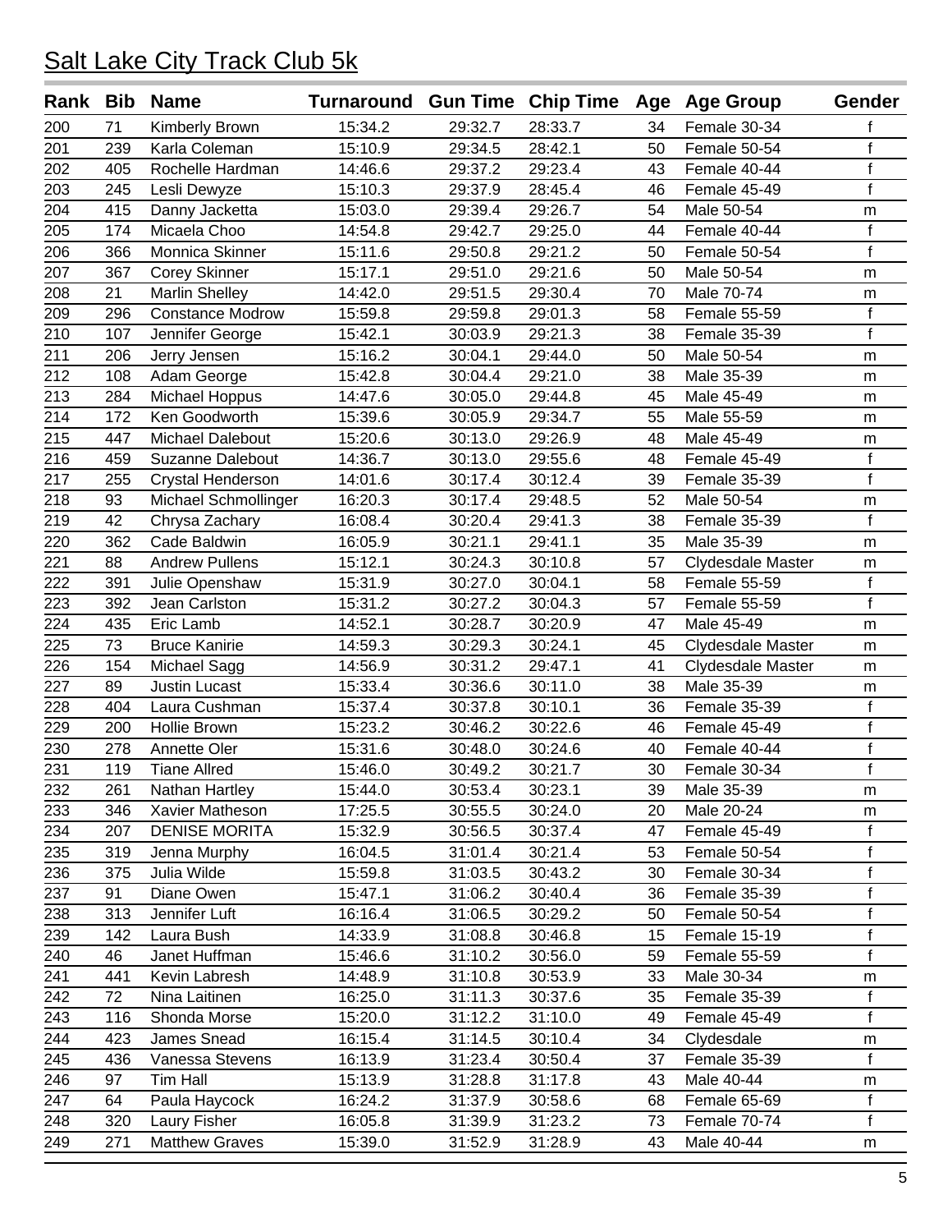# Salt Lake City Track Club 5k

| Rank | Bib | Name | Turnaround | Gun Time | Chip Time | Age | Age Group | Gender |
|---|---|---|---|---|---|---|---|---|
| 200 | 71 | Kimberly Brown | 15:34.2 | 29:32.7 | 28:33.7 | 34 | Female 30-34 | f |
| 201 | 239 | Karla Coleman | 15:10.9 | 29:34.5 | 28:42.1 | 50 | Female 50-54 | f |
| 202 | 405 | Rochelle Hardman | 14:46.6 | 29:37.2 | 29:23.4 | 43 | Female 40-44 | f |
| 203 | 245 | Lesli Dewyze | 15:10.3 | 29:37.9 | 28:45.4 | 46 | Female 45-49 | f |
| 204 | 415 | Danny Jacketta | 15:03.0 | 29:39.4 | 29:26.7 | 54 | Male 50-54 | m |
| 205 | 174 | Micaela Choo | 14:54.8 | 29:42.7 | 29:25.0 | 44 | Female 40-44 | f |
| 206 | 366 | Monnica Skinner | 15:11.6 | 29:50.8 | 29:21.2 | 50 | Female 50-54 | f |
| 207 | 367 | Corey Skinner | 15:17.1 | 29:51.0 | 29:21.6 | 50 | Male 50-54 | m |
| 208 | 21 | Marlin Shelley | 14:42.0 | 29:51.5 | 29:30.4 | 70 | Male 70-74 | m |
| 209 | 296 | Constance Modrow | 15:59.8 | 29:59.8 | 29:01.3 | 58 | Female 55-59 | f |
| 210 | 107 | Jennifer George | 15:42.1 | 30:03.9 | 29:21.3 | 38 | Female 35-39 | f |
| 211 | 206 | Jerry Jensen | 15:16.2 | 30:04.1 | 29:44.0 | 50 | Male 50-54 | m |
| 212 | 108 | Adam George | 15:42.8 | 30:04.4 | 29:21.0 | 38 | Male 35-39 | m |
| 213 | 284 | Michael Hoppus | 14:47.6 | 30:05.0 | 29:44.8 | 45 | Male 45-49 | m |
| 214 | 172 | Ken Goodworth | 15:39.6 | 30:05.9 | 29:34.7 | 55 | Male 55-59 | m |
| 215 | 447 | Michael Dalebout | 15:20.6 | 30:13.0 | 29:26.9 | 48 | Male 45-49 | m |
| 216 | 459 | Suzanne Dalebout | 14:36.7 | 30:13.0 | 29:55.6 | 48 | Female 45-49 | f |
| 217 | 255 | Crystal Henderson | 14:01.6 | 30:17.4 | 30:12.4 | 39 | Female 35-39 | f |
| 218 | 93 | Michael Schmollinger | 16:20.3 | 30:17.4 | 29:48.5 | 52 | Male 50-54 | m |
| 219 | 42 | Chrysa Zachary | 16:08.4 | 30:20.4 | 29:41.3 | 38 | Female 35-39 | f |
| 220 | 362 | Cade Baldwin | 16:05.9 | 30:21.1 | 29:41.1 | 35 | Male 35-39 | m |
| 221 | 88 | Andrew Pullens | 15:12.1 | 30:24.3 | 30:10.8 | 57 | Clydesdale Master | m |
| 222 | 391 | Julie Openshaw | 15:31.9 | 30:27.0 | 30:04.1 | 58 | Female 55-59 | f |
| 223 | 392 | Jean Carlston | 15:31.2 | 30:27.2 | 30:04.3 | 57 | Female 55-59 | f |
| 224 | 435 | Eric Lamb | 14:52.1 | 30:28.7 | 30:20.9 | 47 | Male 45-49 | m |
| 225 | 73 | Bruce Kanirie | 14:59.3 | 30:29.3 | 30:24.1 | 45 | Clydesdale Master | m |
| 226 | 154 | Michael Sagg | 14:56.9 | 30:31.2 | 29:47.1 | 41 | Clydesdale Master | m |
| 227 | 89 | Justin Lucast | 15:33.4 | 30:36.6 | 30:11.0 | 38 | Male 35-39 | m |
| 228 | 404 | Laura Cushman | 15:37.4 | 30:37.8 | 30:10.1 | 36 | Female 35-39 | f |
| 229 | 200 | Hollie Brown | 15:23.2 | 30:46.2 | 30:22.6 | 46 | Female 45-49 | f |
| 230 | 278 | Annette Oler | 15:31.6 | 30:48.0 | 30:24.6 | 40 | Female 40-44 | f |
| 231 | 119 | Tiane Allred | 15:46.0 | 30:49.2 | 30:21.7 | 30 | Female 30-34 | f |
| 232 | 261 | Nathan Hartley | 15:44.0 | 30:53.4 | 30:23.1 | 39 | Male 35-39 | m |
| 233 | 346 | Xavier Matheson | 17:25.5 | 30:55.5 | 30:24.0 | 20 | Male 20-24 | m |
| 234 | 207 | DENISE MORITA | 15:32.9 | 30:56.5 | 30:37.4 | 47 | Female 45-49 | f |
| 235 | 319 | Jenna Murphy | 16:04.5 | 31:01.4 | 30:21.4 | 53 | Female 50-54 | f |
| 236 | 375 | Julia Wilde | 15:59.8 | 31:03.5 | 30:43.2 | 30 | Female 30-34 | f |
| 237 | 91 | Diane Owen | 15:47.1 | 31:06.2 | 30:40.4 | 36 | Female 35-39 | f |
| 238 | 313 | Jennifer Luft | 16:16.4 | 31:06.5 | 30:29.2 | 50 | Female 50-54 | f |
| 239 | 142 | Laura Bush | 14:33.9 | 31:08.8 | 30:46.8 | 15 | Female 15-19 | f |
| 240 | 46 | Janet Huffman | 15:46.6 | 31:10.2 | 30:56.0 | 59 | Female 55-59 | f |
| 241 | 441 | Kevin Labresh | 14:48.9 | 31:10.8 | 30:53.9 | 33 | Male 30-34 | m |
| 242 | 72 | Nina Laitinen | 16:25.0 | 31:11.3 | 30:37.6 | 35 | Female 35-39 | f |
| 243 | 116 | Shonda Morse | 15:20.0 | 31:12.2 | 31:10.0 | 49 | Female 45-49 | f |
| 244 | 423 | James Snead | 16:15.4 | 31:14.5 | 30:10.4 | 34 | Clydesdale | m |
| 245 | 436 | Vanessa Stevens | 16:13.9 | 31:23.4 | 30:50.4 | 37 | Female 35-39 | f |
| 246 | 97 | Tim Hall | 15:13.9 | 31:28.8 | 31:17.8 | 43 | Male 40-44 | m |
| 247 | 64 | Paula Haycock | 16:24.2 | 31:37.9 | 30:58.6 | 68 | Female 65-69 | f |
| 248 | 320 | Laury Fisher | 16:05.8 | 31:39.9 | 31:23.2 | 73 | Female 70-74 | f |
| 249 | 271 | Matthew Graves | 15:39.0 | 31:52.9 | 31:28.9 | 43 | Male 40-44 | m |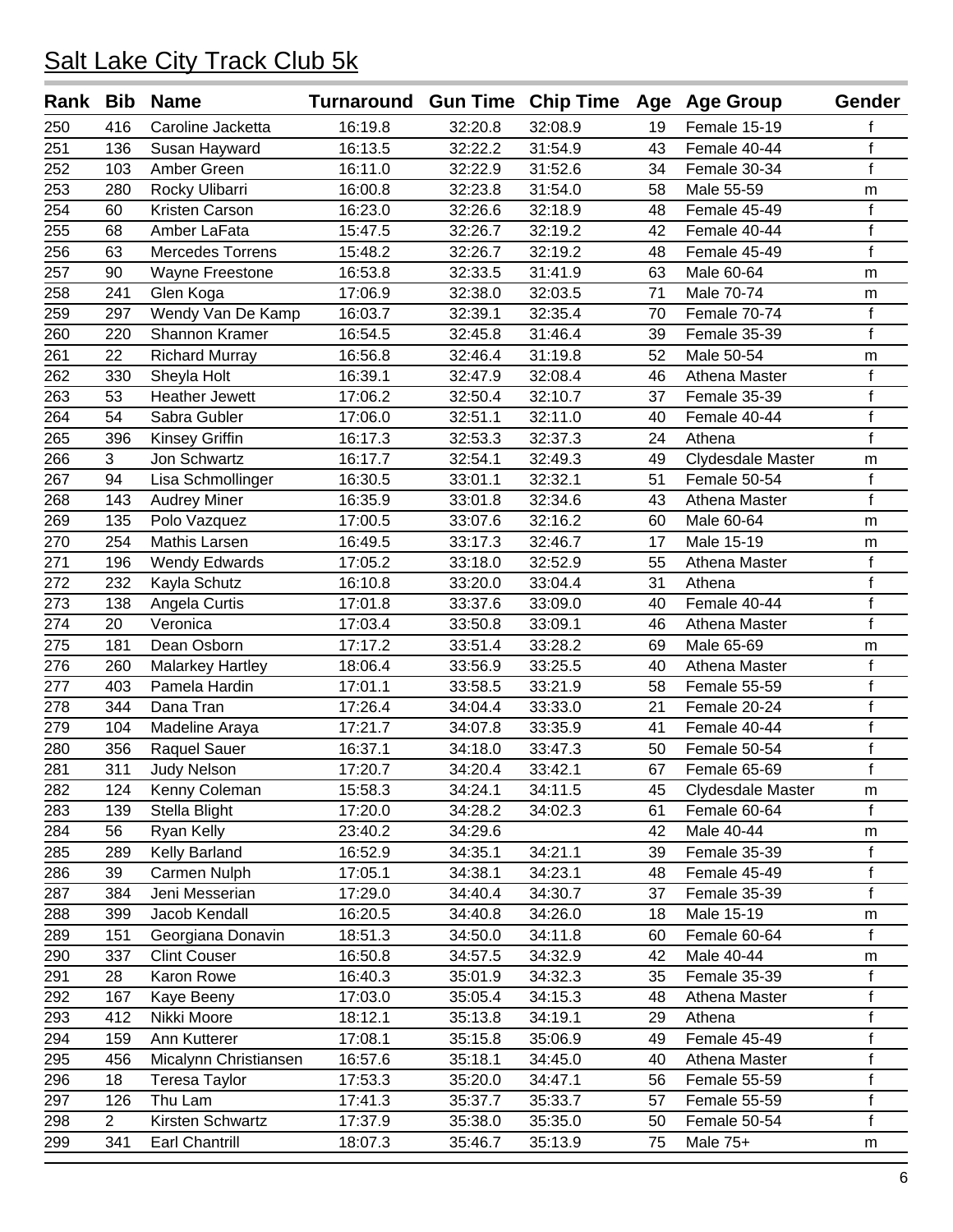# Salt Lake City Track Club 5k

| Rank | Bib | Name | Turnaround | Gun Time | Chip Time | Age | Age Group | Gender |
|---|---|---|---|---|---|---|---|---|
| 250 | 416 | Caroline Jacketta | 16:19.8 | 32:20.8 | 32:08.9 | 19 | Female 15-19 | f |
| 251 | 136 | Susan Hayward | 16:13.5 | 32:22.2 | 31:54.9 | 43 | Female 40-44 | f |
| 252 | 103 | Amber Green | 16:11.0 | 32:22.9 | 31:52.6 | 34 | Female 30-34 | f |
| 253 | 280 | Rocky Ulibarri | 16:00.8 | 32:23.8 | 31:54.0 | 58 | Male 55-59 | m |
| 254 | 60 | Kristen Carson | 16:23.0 | 32:26.6 | 32:18.9 | 48 | Female 45-49 | f |
| 255 | 68 | Amber LaFata | 15:47.5 | 32:26.7 | 32:19.2 | 42 | Female 40-44 | f |
| 256 | 63 | Mercedes Torrens | 15:48.2 | 32:26.7 | 32:19.2 | 48 | Female 45-49 | f |
| 257 | 90 | Wayne Freestone | 16:53.8 | 32:33.5 | 31:41.9 | 63 | Male 60-64 | m |
| 258 | 241 | Glen Koga | 17:06.9 | 32:38.0 | 32:03.5 | 71 | Male 70-74 | m |
| 259 | 297 | Wendy Van De Kamp | 16:03.7 | 32:39.1 | 32:35.4 | 70 | Female 70-74 | f |
| 260 | 220 | Shannon Kramer | 16:54.5 | 32:45.8 | 31:46.4 | 39 | Female 35-39 | f |
| 261 | 22 | Richard Murray | 16:56.8 | 32:46.4 | 31:19.8 | 52 | Male 50-54 | m |
| 262 | 330 | Sheyla Holt | 16:39.1 | 32:47.9 | 32:08.4 | 46 | Athena Master | f |
| 263 | 53 | Heather Jewett | 17:06.2 | 32:50.4 | 32:10.7 | 37 | Female 35-39 | f |
| 264 | 54 | Sabra Gubler | 17:06.0 | 32:51.1 | 32:11.0 | 40 | Female 40-44 | f |
| 265 | 396 | Kinsey Griffin | 16:17.3 | 32:53.3 | 32:37.3 | 24 | Athena | f |
| 266 | 3 | Jon Schwartz | 16:17.7 | 32:54.1 | 32:49.3 | 49 | Clydesdale Master | m |
| 267 | 94 | Lisa Schmollinger | 16:30.5 | 33:01.1 | 32:32.1 | 51 | Female 50-54 | f |
| 268 | 143 | Audrey Miner | 16:35.9 | 33:01.8 | 32:34.6 | 43 | Athena Master | f |
| 269 | 135 | Polo Vazquez | 17:00.5 | 33:07.6 | 32:16.2 | 60 | Male 60-64 | m |
| 270 | 254 | Mathis Larsen | 16:49.5 | 33:17.3 | 32:46.7 | 17 | Male 15-19 | m |
| 271 | 196 | Wendy Edwards | 17:05.2 | 33:18.0 | 32:52.9 | 55 | Athena Master | f |
| 272 | 232 | Kayla Schutz | 16:10.8 | 33:20.0 | 33:04.4 | 31 | Athena | f |
| 273 | 138 | Angela Curtis | 17:01.8 | 33:37.6 | 33:09.0 | 40 | Female 40-44 | f |
| 274 | 20 | Veronica | 17:03.4 | 33:50.8 | 33:09.1 | 46 | Athena Master | f |
| 275 | 181 | Dean Osborn | 17:17.2 | 33:51.4 | 33:28.2 | 69 | Male 65-69 | m |
| 276 | 260 | Malarkey Hartley | 18:06.4 | 33:56.9 | 33:25.5 | 40 | Athena Master | f |
| 277 | 403 | Pamela Hardin | 17:01.1 | 33:58.5 | 33:21.9 | 58 | Female 55-59 | f |
| 278 | 344 | Dana Tran | 17:26.4 | 34:04.4 | 33:33.0 | 21 | Female 20-24 | f |
| 279 | 104 | Madeline Araya | 17:21.7 | 34:07.8 | 33:35.9 | 41 | Female 40-44 | f |
| 280 | 356 | Raquel Sauer | 16:37.1 | 34:18.0 | 33:47.3 | 50 | Female 50-54 | f |
| 281 | 311 | Judy Nelson | 17:20.7 | 34:20.4 | 33:42.1 | 67 | Female 65-69 | f |
| 282 | 124 | Kenny Coleman | 15:58.3 | 34:24.1 | 34:11.5 | 45 | Clydesdale Master | m |
| 283 | 139 | Stella Blight | 17:20.0 | 34:28.2 | 34:02.3 | 61 | Female 60-64 | f |
| 284 | 56 | Ryan Kelly | 23:40.2 | 34:29.6 | | 42 | Male 40-44 | m |
| 285 | 289 | Kelly Barland | 16:52.9 | 34:35.1 | 34:21.1 | 39 | Female 35-39 | f |
| 286 | 39 | Carmen Nulph | 17:05.1 | 34:38.1 | 34:23.1 | 48 | Female 45-49 | f |
| 287 | 384 | Jeni Messerian | 17:29.0 | 34:40.4 | 34:30.7 | 37 | Female 35-39 | f |
| 288 | 399 | Jacob Kendall | 16:20.5 | 34:40.8 | 34:26.0 | 18 | Male 15-19 | m |
| 289 | 151 | Georgiana Donavin | 18:51.3 | 34:50.0 | 34:11.8 | 60 | Female 60-64 | f |
| 290 | 337 | Clint Couser | 16:50.8 | 34:57.5 | 34:32.9 | 42 | Male 40-44 | m |
| 291 | 28 | Karon Rowe | 16:40.3 | 35:01.9 | 34:32.3 | 35 | Female 35-39 | f |
| 292 | 167 | Kaye Beeny | 17:03.0 | 35:05.4 | 34:15.3 | 48 | Athena Master | f |
| 293 | 412 | Nikki Moore | 18:12.1 | 35:13.8 | 34:19.1 | 29 | Athena | f |
| 294 | 159 | Ann Kutterer | 17:08.1 | 35:15.8 | 35:06.9 | 49 | Female 45-49 | f |
| 295 | 456 | Micalynn Christiansen | 16:57.6 | 35:18.1 | 34:45.0 | 40 | Athena Master | f |
| 296 | 18 | Teresa Taylor | 17:53.3 | 35:20.0 | 34:47.1 | 56 | Female 55-59 | f |
| 297 | 126 | Thu Lam | 17:41.3 | 35:37.7 | 35:33.7 | 57 | Female 55-59 | f |
| 298 | 2 | Kirsten Schwartz | 17:37.9 | 35:38.0 | 35:35.0 | 50 | Female 50-54 | f |
| 299 | 341 | Earl Chantrill | 18:07.3 | 35:46.7 | 35:13.9 | 75 | Male 75+ | m |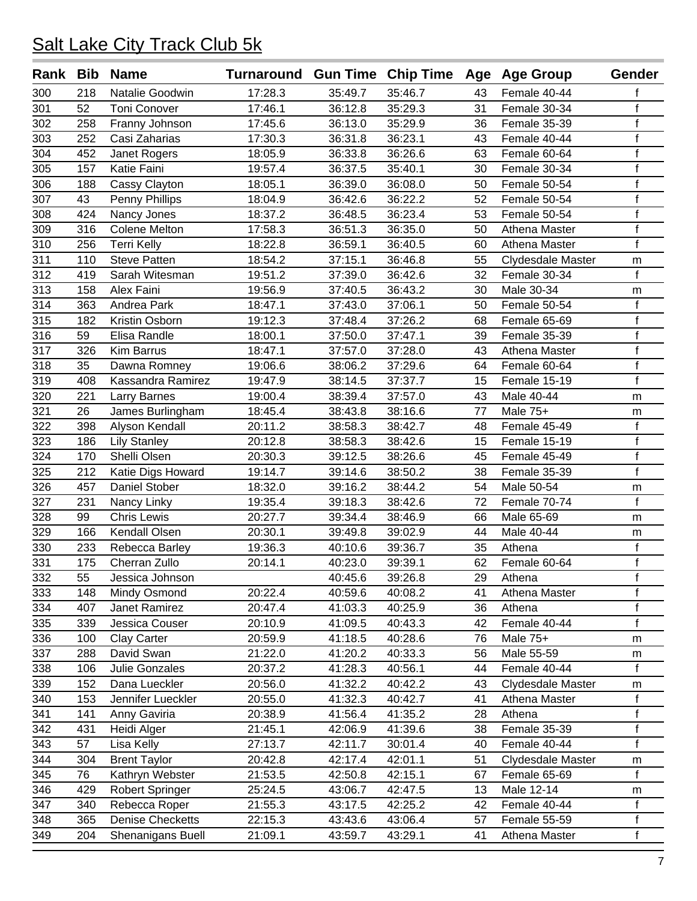# Salt Lake City Track Club 5k

| Rank | Bib | Name | Turnaround | Gun Time | Chip Time | Age | Age Group | Gender |
|---|---|---|---|---|---|---|---|---|
| 300 | 218 | Natalie Goodwin | 17:28.3 | 35:49.7 | 35:46.7 | 43 | Female 40-44 | f |
| 301 | 52 | Toni Conover | 17:46.1 | 36:12.8 | 35:29.3 | 31 | Female 30-34 | f |
| 302 | 258 | Franny Johnson | 17:45.6 | 36:13.0 | 35:29.9 | 36 | Female 35-39 | f |
| 303 | 252 | Casi Zaharias | 17:30.3 | 36:31.8 | 36:23.1 | 43 | Female 40-44 | f |
| 304 | 452 | Janet Rogers | 18:05.9 | 36:33.8 | 36:26.6 | 63 | Female 60-64 | f |
| 305 | 157 | Katie Faini | 19:57.4 | 36:37.5 | 35:40.1 | 30 | Female 30-34 | f |
| 306 | 188 | Cassy Clayton | 18:05.1 | 36:39.0 | 36:08.0 | 50 | Female 50-54 | f |
| 307 | 43 | Penny Phillips | 18:04.9 | 36:42.6 | 36:22.2 | 52 | Female 50-54 | f |
| 308 | 424 | Nancy Jones | 18:37.2 | 36:48.5 | 36:23.4 | 53 | Female 50-54 | f |
| 309 | 316 | Colene Melton | 17:58.3 | 36:51.3 | 36:35.0 | 50 | Athena Master | f |
| 310 | 256 | Terri Kelly | 18:22.8 | 36:59.1 | 36:40.5 | 60 | Athena Master | f |
| 311 | 110 | Steve Patten | 18:54.2 | 37:15.1 | 36:46.8 | 55 | Clydesdale Master | m |
| 312 | 419 | Sarah Witesman | 19:51.2 | 37:39.0 | 36:42.6 | 32 | Female 30-34 | f |
| 313 | 158 | Alex Faini | 19:56.9 | 37:40.5 | 36:43.2 | 30 | Male 30-34 | m |
| 314 | 363 | Andrea Park | 18:47.1 | 37:43.0 | 37:06.1 | 50 | Female 50-54 | f |
| 315 | 182 | Kristin Osborn | 19:12.3 | 37:48.4 | 37:26.2 | 68 | Female 65-69 | f |
| 316 | 59 | Elisa Randle | 18:00.1 | 37:50.0 | 37:47.1 | 39 | Female 35-39 | f |
| 317 | 326 | Kim Barrus | 18:47.1 | 37:57.0 | 37:28.0 | 43 | Athena Master | f |
| 318 | 35 | Dawna Romney | 19:06.6 | 38:06.2 | 37:29.6 | 64 | Female 60-64 | f |
| 319 | 408 | Kassandra Ramirez | 19:47.9 | 38:14.5 | 37:37.7 | 15 | Female 15-19 | f |
| 320 | 221 | Larry Barnes | 19:00.4 | 38:39.4 | 37:57.0 | 43 | Male 40-44 | m |
| 321 | 26 | James Burlingham | 18:45.4 | 38:43.8 | 38:16.6 | 77 | Male 75+ | m |
| 322 | 398 | Alyson Kendall | 20:11.2 | 38:58.3 | 38:42.7 | 48 | Female 45-49 | f |
| 323 | 186 | Lily Stanley | 20:12.8 | 38:58.3 | 38:42.6 | 15 | Female 15-19 | f |
| 324 | 170 | Shelli Olsen | 20:30.3 | 39:12.5 | 38:26.6 | 45 | Female 45-49 | f |
| 325 | 212 | Katie Digs Howard | 19:14.7 | 39:14.6 | 38:50.2 | 38 | Female 35-39 | f |
| 326 | 457 | Daniel Stober | 18:32.0 | 39:16.2 | 38:44.2 | 54 | Male 50-54 | m |
| 327 | 231 | Nancy Linky | 19:35.4 | 39:18.3 | 38:42.6 | 72 | Female 70-74 | f |
| 328 | 99 | Chris Lewis | 20:27.7 | 39:34.4 | 38:46.9 | 66 | Male 65-69 | m |
| 329 | 166 | Kendall Olsen | 20:30.1 | 39:49.8 | 39:02.9 | 44 | Male 40-44 | m |
| 330 | 233 | Rebecca Barley | 19:36.3 | 40:10.6 | 39:36.7 | 35 | Athena | f |
| 331 | 175 | Cherran Zullo | 20:14.1 | 40:23.0 | 39:39.1 | 62 | Female 60-64 | f |
| 332 | 55 | Jessica Johnson | | 40:45.6 | 39:26.8 | 29 | Athena | f |
| 333 | 148 | Mindy Osmond | 20:22.4 | 40:59.6 | 40:08.2 | 41 | Athena Master | f |
| 334 | 407 | Janet Ramirez | 20:47.4 | 41:03.3 | 40:25.9 | 36 | Athena | f |
| 335 | 339 | Jessica Couser | 20:10.9 | 41:09.5 | 40:43.3 | 42 | Female 40-44 | f |
| 336 | 100 | Clay Carter | 20:59.9 | 41:18.5 | 40:28.6 | 76 | Male 75+ | m |
| 337 | 288 | David Swan | 21:22.0 | 41:20.2 | 40:33.3 | 56 | Male 55-59 | m |
| 338 | 106 | Julie Gonzales | 20:37.2 | 41:28.3 | 40:56.1 | 44 | Female 40-44 | f |
| 339 | 152 | Dana Lueckler | 20:56.0 | 41:32.2 | 40:42.2 | 43 | Clydesdale Master | m |
| 340 | 153 | Jennifer Lueckler | 20:55.0 | 41:32.3 | 40:42.7 | 41 | Athena Master | f |
| 341 | 141 | Anny Gaviria | 20:38.9 | 41:56.4 | 41:35.2 | 28 | Athena | f |
| 342 | 431 | Heidi Alger | 21:45.1 | 42:06.9 | 41:39.6 | 38 | Female 35-39 | f |
| 343 | 57 | Lisa Kelly | 27:13.7 | 42:11.7 | 30:01.4 | 40 | Female 40-44 | f |
| 344 | 304 | Brent Taylor | 20:42.8 | 42:17.4 | 42:01.1 | 51 | Clydesdale Master | m |
| 345 | 76 | Kathryn Webster | 21:53.5 | 42:50.8 | 42:15.1 | 67 | Female 65-69 | f |
| 346 | 429 | Robert Springer | 25:24.5 | 43:06.7 | 42:47.5 | 13 | Male 12-14 | m |
| 347 | 340 | Rebecca Roper | 21:55.3 | 43:17.5 | 42:25.2 | 42 | Female 40-44 | f |
| 348 | 365 | Denise Checketts | 22:15.3 | 43:43.6 | 43:06.4 | 57 | Female 55-59 | f |
| 349 | 204 | Shenanigans Buell | 21:09.1 | 43:59.7 | 43:29.1 | 41 | Athena Master | f |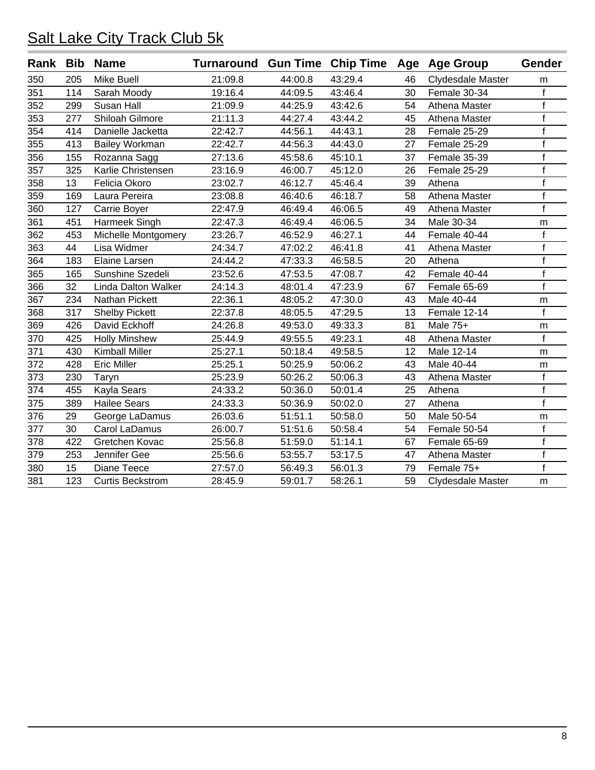## Salt Lake City Track Club 5k

| Rank | Bib | Name | Turnaround | Gun Time | Chip Time | Age | Age Group | Gender |
|---|---|---|---|---|---|---|---|---|
| 350 | 205 | Mike Buell | 21:09.8 | 44:00.8 | 43:29.4 | 46 | Clydesdale Master | m |
| 351 | 114 | Sarah Moody | 19:16.4 | 44:09.5 | 43:46.4 | 30 | Female 30-34 | f |
| 352 | 299 | Susan Hall | 21:09.9 | 44:25.9 | 43:42.6 | 54 | Athena Master | f |
| 353 | 277 | Shiloah Gilmore | 21:11.3 | 44:27.4 | 43:44.2 | 45 | Athena Master | f |
| 354 | 414 | Danielle Jacketta | 22:42.7 | 44:56.1 | 44:43.1 | 28 | Female 25-29 | f |
| 355 | 413 | Bailey Workman | 22:42.7 | 44:56.3 | 44:43.0 | 27 | Female 25-29 | f |
| 356 | 155 | Rozanna Sagg | 27:13.6 | 45:58.6 | 45:10.1 | 37 | Female 35-39 | f |
| 357 | 325 | Karlie Christensen | 23:16.9 | 46:00.7 | 45:12.0 | 26 | Female 25-29 | f |
| 358 | 13 | Felicia Okoro | 23:02.7 | 46:12.7 | 45:46.4 | 39 | Athena | f |
| 359 | 169 | Laura Pereira | 23:08.8 | 46:40.6 | 46:18.7 | 58 | Athena Master | f |
| 360 | 127 | Carrie Boyer | 22:47.9 | 46:49.4 | 46:06.5 | 49 | Athena Master | f |
| 361 | 451 | Harmeek Singh | 22:47.3 | 46:49.4 | 46:06.5 | 34 | Male 30-34 | m |
| 362 | 453 | Michelle Montgomery | 23:26.7 | 46:52.9 | 46:27.1 | 44 | Female 40-44 | f |
| 363 | 44 | Lisa Widmer | 24:34.7 | 47:02.2 | 46:41.8 | 41 | Athena Master | f |
| 364 | 183 | Elaine Larsen | 24:44.2 | 47:33.3 | 46:58.5 | 20 | Athena | f |
| 365 | 165 | Sunshine Szedeli | 23:52.6 | 47:53.5 | 47:08.7 | 42 | Female 40-44 | f |
| 366 | 32 | Linda Dalton Walker | 24:14.3 | 48:01.4 | 47:23.9 | 67 | Female 65-69 | f |
| 367 | 234 | Nathan Pickett | 22:36.1 | 48:05.2 | 47:30.0 | 43 | Male 40-44 | m |
| 368 | 317 | Shelby Pickett | 22:37.8 | 48:05.5 | 47:29.5 | 13 | Female 12-14 | f |
| 369 | 426 | David Eckhoff | 24:26.8 | 49:53.0 | 49:33.3 | 81 | Male 75+ | m |
| 370 | 425 | Holly Minshew | 25:44.9 | 49:55.5 | 49:23.1 | 48 | Athena Master | f |
| 371 | 430 | Kimball Miller | 25:27.1 | 50:18.4 | 49:58.5 | 12 | Male 12-14 | m |
| 372 | 428 | Eric Miller | 25:25.1 | 50:25.9 | 50:06.2 | 43 | Male 40-44 | m |
| 373 | 230 | Taryn | 25:23.9 | 50:26.2 | 50:06.3 | 43 | Athena Master | f |
| 374 | 455 | Kayla Sears | 24:33.2 | 50:36.0 | 50:01.4 | 25 | Athena | f |
| 375 | 389 | Hailee Sears | 24:33.3 | 50:36.9 | 50:02.0 | 27 | Athena | f |
| 376 | 29 | George LaDamus | 26:03.6 | 51:51.1 | 50:58.0 | 50 | Male 50-54 | m |
| 377 | 30 | Carol LaDamus | 26:00.7 | 51:51.6 | 50:58.4 | 54 | Female 50-54 | f |
| 378 | 422 | Gretchen Kovac | 25:56.8 | 51:59.0 | 51:14.1 | 67 | Female 65-69 | f |
| 379 | 253 | Jennifer Gee | 25:56.6 | 53:55.7 | 53:17.5 | 47 | Athena Master | f |
| 380 | 15 | Diane Teece | 27:57.0 | 56:49.3 | 56:01.3 | 79 | Female 75+ | f |
| 381 | 123 | Curtis Beckstrom | 28:45.9 | 59:01.7 | 58:26.1 | 59 | Clydesdale Master | m |